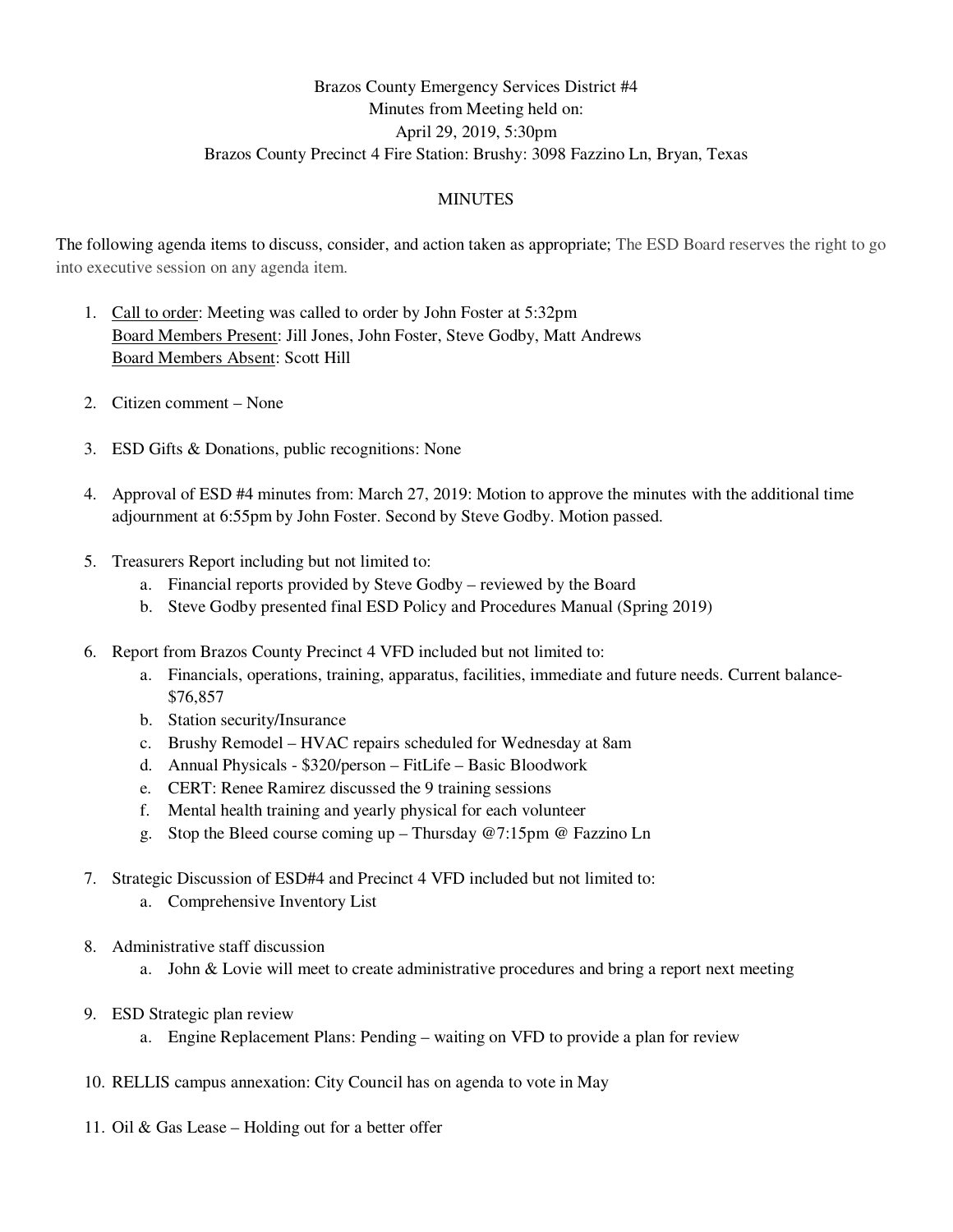Brazos County Emergency Services District #4
Minutes from Meeting held on:
April 29, 2019, 5:30pm
Brazos County Precinct 4 Fire Station: Brushy: 3098 Fazzino Ln, Bryan, Texas

MINUTES

The following agenda items to discuss, consider, and action taken as appropriate; The ESD Board reserves the right to go into executive session on any agenda item.

1. Call to order: Meeting was called to order by John Foster at 5:32pm
   Board Members Present: Jill Jones, John Foster, Steve Godby, Matt Andrews
   Board Members Absent: Scott Hill

2. Citizen comment – None

3. ESD Gifts & Donations, public recognitions: None

4. Approval of ESD #4 minutes from: March 27, 2019: Motion to approve the minutes with the additional time adjournment at 6:55pm by John Foster. Second by Steve Godby. Motion passed.

5. Treasurers Report including but not limited to:
   a. Financial reports provided by Steve Godby – reviewed by the Board
   b. Steve Godby presented final ESD Policy and Procedures Manual (Spring 2019)

6. Report from Brazos County Precinct 4 VFD included but not limited to:
   a. Financials, operations, training, apparatus, facilities, immediate and future needs. Current balance- $76,857
   b. Station security/Insurance
   c. Brushy Remodel – HVAC repairs scheduled for Wednesday at 8am
   d. Annual Physicals - $320/person – FitLife – Basic Bloodwork
   e. CERT: Renee Ramirez discussed the 9 training sessions
   f. Mental health training and yearly physical for each volunteer
   g. Stop the Bleed course coming up – Thursday @7:15pm @ Fazzino Ln

7. Strategic Discussion of ESD#4 and Precinct 4 VFD included but not limited to:
   a. Comprehensive Inventory List

8. Administrative staff discussion
   a. John & Lovie will meet to create administrative procedures and bring a report next meeting

9. ESD Strategic plan review
   a. Engine Replacement Plans: Pending – waiting on VFD to provide a plan for review

10. RELLIS campus annexation: City Council has on agenda to vote in May

11. Oil & Gas Lease – Holding out for a better offer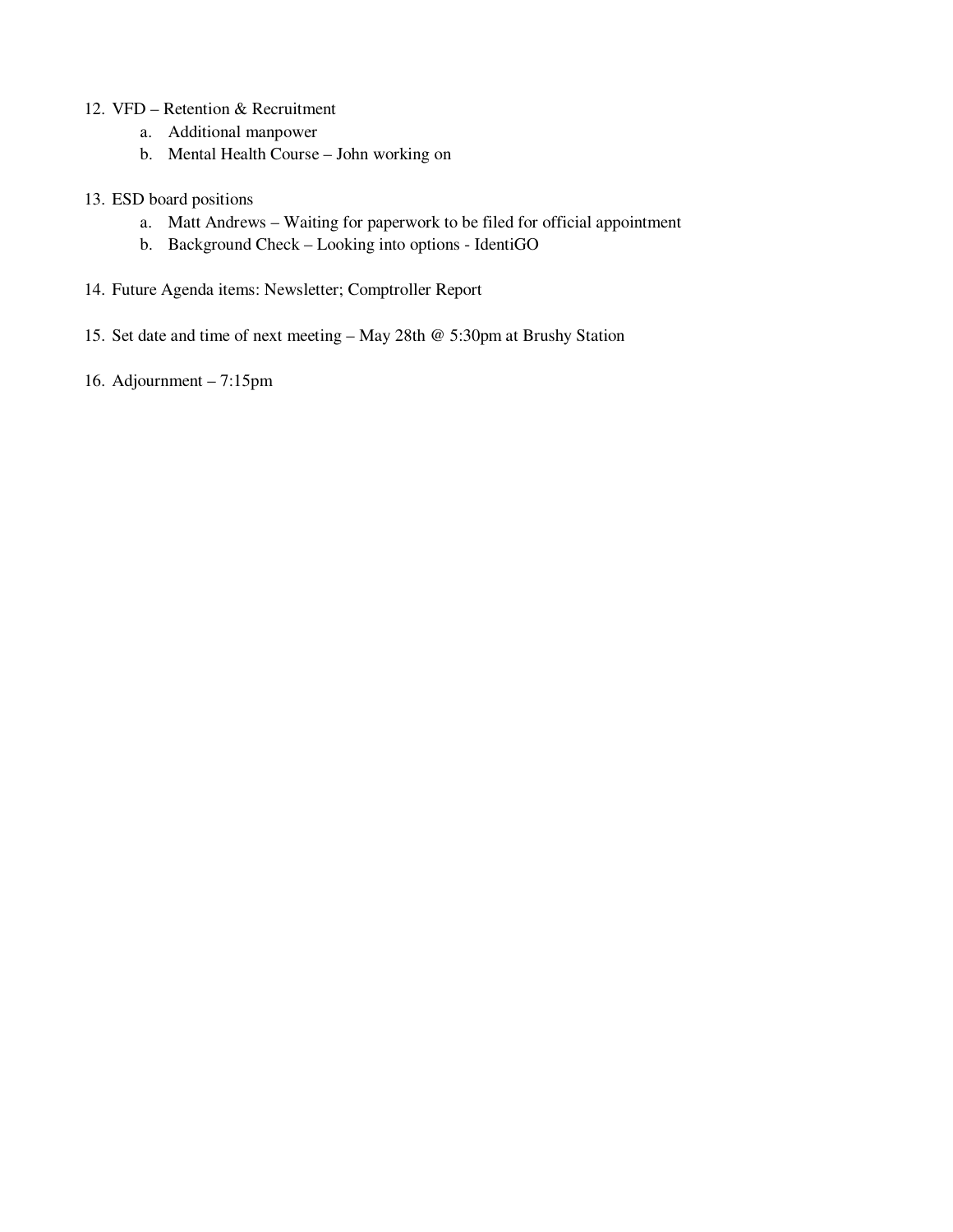12. VFD – Retention & Recruitment
    a. Additional manpower
    b. Mental Health Course – John working on

13. ESD board positions
    a. Matt Andrews – Waiting for paperwork to be filed for official appointment
    b. Background Check – Looking into options - IdentiGO

14. Future Agenda items: Newsletter; Comptroller Report

15. Set date and time of next meeting – May 28th @ 5:30pm at Brushy Station

16. Adjournment – 7:15pm